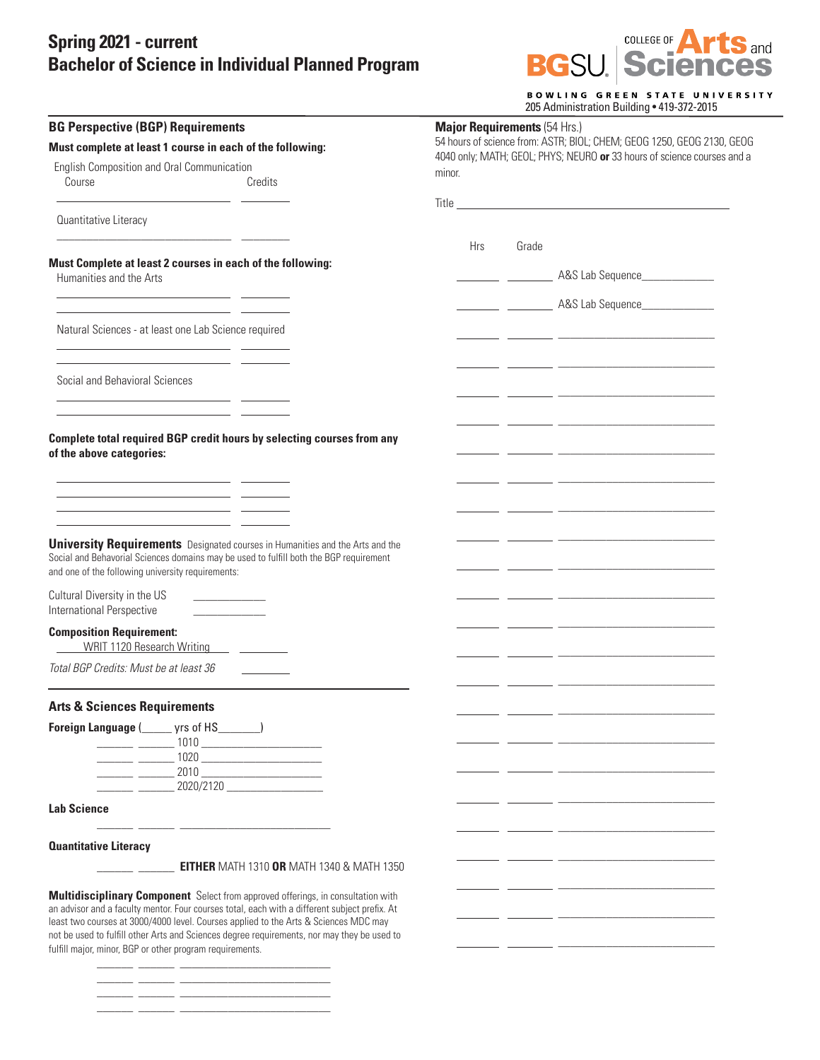# Spring 2021 - current
# Bachelor of Science in Individual Planned Program

BGSU College of Arts and Sciences

BOWLING GREEN STATE UNIVERSITY
205 Administration Building • 419-372-2015

## BG Perspective (BGP) Requirements

**Must complete at least 1 course in each of the following:**

English Composition and Oral Communication

| Course | Credits |
|---|---|
| | |

Quantitative Literacy

| Course | Credits |
|---|---|
| | |

**Must Complete at least 2 courses in each of the following:**

Humanities and the Arts

| Course | Credits |
|---|---|
| | |
| | |

Natural Sciences - at least one Lab Science required

| Course | Credits |
|---|---|
| | |
| | |

Social and Behavioral Sciences

| Course | Credits |
|---|---|
| | |
| | |

**Complete total required BGP credit hours by selecting courses from any of the above categories:**

| Course | Credits |
|---|---|
| | |
| | |
| | |
| | |

**University Requirements** Designated courses in Humanities and the Arts and the Social and Behavorial Sciences domains may be used to fulfill both the BGP requirement and one of the following university requirements:

Cultural Diversity in the US ____________
International Perspective ____________

**Composition Requirement:**
WRIT 1120 Research Writing ________

*Total BGP Credits: Must be at least 36* ________

## Arts & Sciences Requirements

**Foreign Language** (_____ yrs of HS_______)

| | | |
|---|---|---|
| | | 1010 |
| | | 1020 |
| | | 2010 |
| | | 2020/2120 |

**Lab Science**

______ ______ __________________________

**Quantitative Literacy**

______ ______ **EITHER** MATH 1310 **OR** MATH 1340 & MATH 1350

**Multidisciplinary Component** Select from approved offerings, in consultation with an advisor and a faculty mentor. Four courses total, each with a different subject prefix. At least two courses at 3000/4000 level. Courses applied to the Arts & Sciences MDC may not be used to fulfill other Arts and Sciences degree requirements, nor may they be used to fulfill major, minor, BGP or other program requirements.

| | | |
|---|---|---|
| | | |
| | | |
| | | |
| | | |

## Major Requirements (54 Hrs.)

54 hours of science from: ASTR; BIOL; CHEM; GEOG 1250, GEOG 2130, GEOG 4040 only; MATH; GEOL; PHYS; NEURO **or** 33 hours of science courses and a minor.

Title ______________________________________________

| Hrs | Grade | Course |
|---|---|---|
| | | A&S Lab Sequence |
| | | A&S Lab Sequence |
| | | |
| | | |
| | | |
| | | |
| | | |
| | | |
| | | |
| | | |
| | | |
| | | |
| | | |
| | | |
| | | |
| | | |
| | | |
| | | |
| | | |
| | | |
| | | |
| | | |
| | | |
| | | |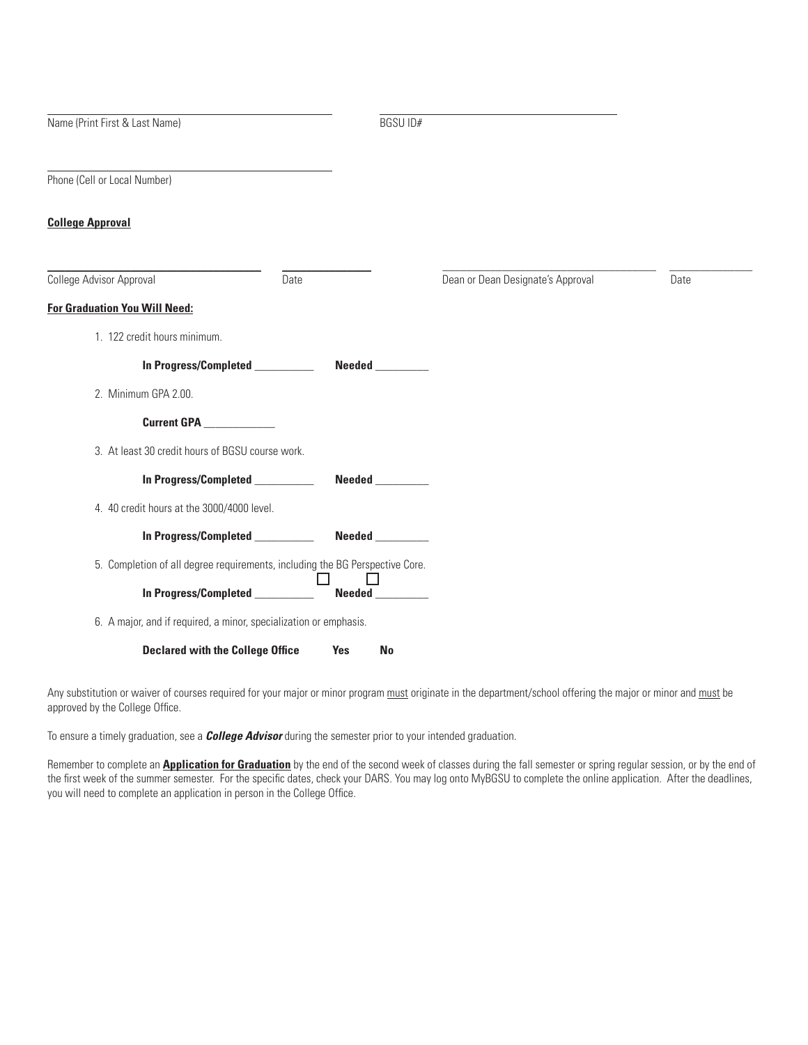Name (Print First & Last Name) ____________________ BGSU ID# ____________________

Phone (Cell or Local Number) ____________________

**College Approval**

____________________ ____________ ____________________ ____________

College Advisor Approval | Date | Dean or Dean Designate's Approval | Date

**For Graduation You Will Need:**

1. 122 credit hours minimum.

   **In Progress/Completed** __________ **Needed** _________

2. Minimum GPA 2.00.

   **Current GPA** ____________

3. At least 30 credit hours of BGSU course work.

   **In Progress/Completed** __________ **Needed** _________

4. 40 credit hours at the 3000/4000 level.

   **In Progress/Completed** __________ **Needed** _________

5. Completion of all degree requirements, including the BG Perspective Core.

   **In Progress/Completed** __________ ☐ **Needed** _________ ☐

6. A major, and if required, a minor, specialization or emphasis.

   **Declared with the College Office** **Yes** **No**

Any substitution or waiver of courses required for your major or minor program must originate in the department/school offering the major or minor and must be approved by the College Office.

To ensure a timely graduation, see a ***College Advisor*** during the semester prior to your intended graduation.

Remember to complete an **Application for Graduation** by the end of the second week of classes during the fall semester or spring regular session, or by the end of the first week of the summer semester. For the specific dates, check your DARS. You may log onto MyBGSU to complete the online application. After the deadlines, you will need to complete an application in person in the College Office.